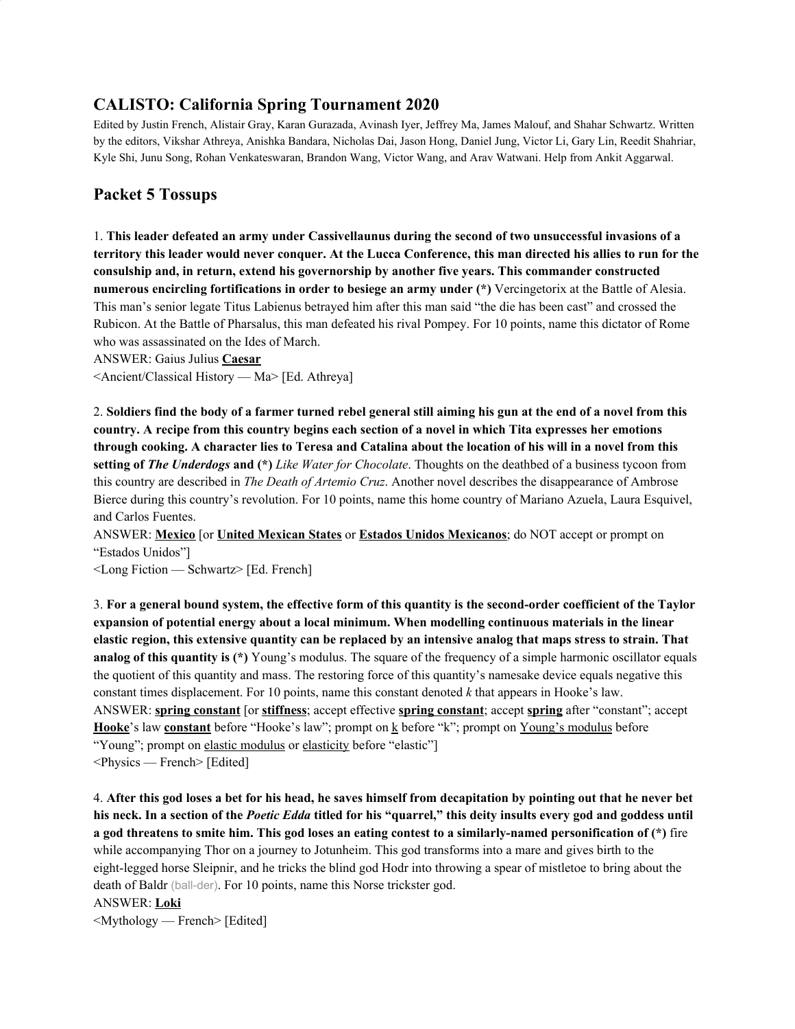# CALISTO: California Spring Tournament 2020

Edited by Justin French, Alistair Gray, Karan Gurazada, Avinash Iyer, Jeffrey Ma, James Malouf, and Shahar Schwartz. Written by the editors, Vikshar Athreya, Anishka Bandara, Nicholas Dai, Jason Hong, Daniel Jung, Victor Li, Gary Lin, Reedit Shahriar, Kyle Shi, Junu Song, Rohan Venkateswaran, Brandon Wang, Victor Wang, and Arav Watwani. Help from Ankit Aggarwal.

## Packet 5 Tossups

1. **This leader defeated an army under Cassivellaunus during the second of two unsuccessful invasions of a territory this leader would never conquer. At the Lucca Conference, this man directed his allies to run for the consulship and, in return, extend his governorship by another five years. This commander constructed numerous encircling fortifications in order to besiege an army under (*)** Vercingetorix at the Battle of Alesia. This man's senior legate Titus Labienus betrayed him after this man said "the die has been cast" and crossed the Rubicon. At the Battle of Pharsalus, this man defeated his rival Pompey. For 10 points, name this dictator of Rome who was assassinated on the Ides of March.
ANSWER: Gaius Julius **Caesar**
<Ancient/Classical History — Ma> [Ed. Athreya]

2. **Soldiers find the body of a farmer turned rebel general still aiming his gun at the end of a novel from this country. A recipe from this country begins each section of a novel in which Tita expresses her emotions through cooking. A character lies to Teresa and Catalina about the location of his will in a novel from this setting of *The Underdogs* and (*)** *Like Water for Chocolate*. Thoughts on the deathbed of a business tycoon from this country are described in *The Death of Artemio Cruz*. Another novel describes the disappearance of Ambrose Bierce during this country's revolution. For 10 points, name this home country of Mariano Azuela, Laura Esquivel, and Carlos Fuentes.
ANSWER: **Mexico** [or **United Mexican States** or **Estados Unidos Mexicanos**; do NOT accept or prompt on "Estados Unidos"]
<Long Fiction — Schwartz> [Ed. French]

3. **For a general bound system, the effective form of this quantity is the second-order coefficient of the Taylor expansion of potential energy about a local minimum. When modelling continuous materials in the linear elastic region, this extensive quantity can be replaced by an intensive analog that maps stress to strain. That analog of this quantity is (*)** Young's modulus. The square of the frequency of a simple harmonic oscillator equals the quotient of this quantity and mass. The restoring force of this quantity's namesake device equals negative this constant times displacement. For 10 points, name this constant denoted $k$ that appears in Hooke's law.
ANSWER: **spring constant** [or **stiffness**; accept effective **spring constant**; accept **spring** after "constant"; accept **Hooke**'s law **constant** before "Hooke's law"; prompt on k before "k"; prompt on Young's modulus before "Young"; prompt on elastic modulus or elasticity before "elastic"]
<Physics — French> [Edited]

4. **After this god loses a bet for his head, he saves himself from decapitation by pointing out that he never bet his neck. In a section of the *Poetic Edda* titled for his "quarrel," this deity insults every god and goddess until a god threatens to smite him. This god loses an eating contest to a similarly-named personification of (*)** fire while accompanying Thor on a journey to Jotunheim. This god transforms into a mare and gives birth to the eight-legged horse Sleipnir, and he tricks the blind god Hodr into throwing a spear of mistletoe to bring about the death of Baldr (ball-der). For 10 points, name this Norse trickster god.
ANSWER: **Loki**
<Mythology — French> [Edited]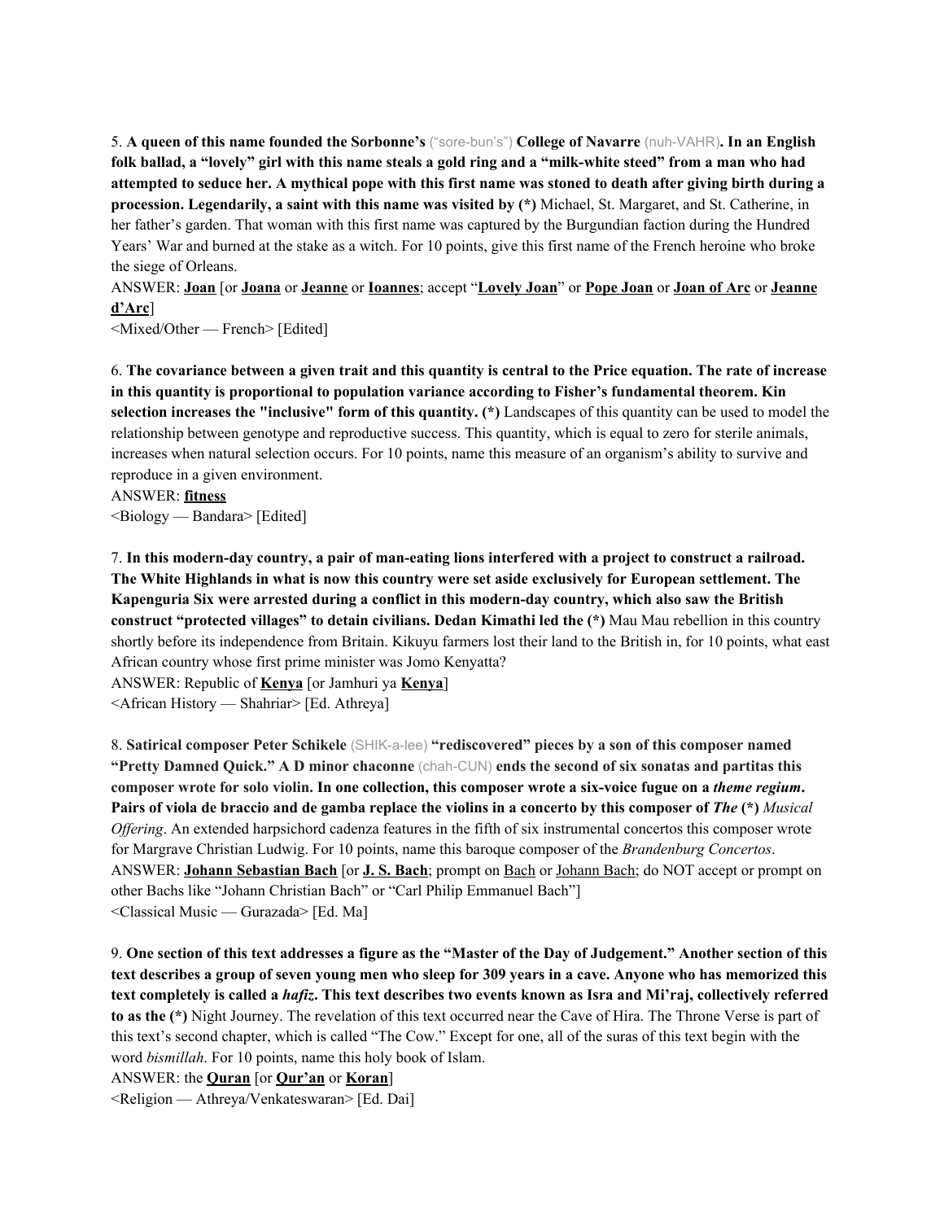5. **A queen of this name founded the Sorbonne's** ("sore-bun's") **College of Navarre** (nuh-VAHR)**. In an English folk ballad, a "lovely" girl with this name steals a gold ring and a "milk-white steed" from a man who had attempted to seduce her. A mythical pope with this first name was stoned to death after giving birth during a procession. Legendarily, a saint with this name was visited by (\*)** Michael, St. Margaret, and St. Catherine, in her father's garden. That woman with this first name was captured by the Burgundian faction during the Hundred Years' War and burned at the stake as a witch. For 10 points, give this first name of the French heroine who broke the siege of Orleans.

ANSWER: **Joan** [or **Joana** or **Jeanne** or **Ioannes**; accept "**Lovely Joan**" or **Pope Joan** or **Joan of Arc** or **Jeanne d'Arc**]

<Mixed/Other — French> [Edited]

6. **The covariance between a given trait and this quantity is central to the Price equation. The rate of increase in this quantity is proportional to population variance according to Fisher's fundamental theorem. Kin selection increases the "inclusive" form of this quantity. (\*)** Landscapes of this quantity can be used to model the relationship between genotype and reproductive success. This quantity, which is equal to zero for sterile animals, increases when natural selection occurs. For 10 points, name this measure of an organism's ability to survive and reproduce in a given environment.

ANSWER: **fitness**

<Biology — Bandara> [Edited]

7. **In this modern-day country, a pair of man-eating lions interfered with a project to construct a railroad. The White Highlands in what is now this country were set aside exclusively for European settlement. The Kapenguria Six were arrested during a conflict in this modern-day country, which also saw the British construct "protected villages" to detain civilians. Dedan Kimathi led the (\*)** Mau Mau rebellion in this country shortly before its independence from Britain. Kikuyu farmers lost their land to the British in, for 10 points, what east African country whose first prime minister was Jomo Kenyatta?

ANSWER: Republic of **Kenya** [or Jamhuri ya **Kenya**]

<African History — Shahriar> [Ed. Athreya]

8. **Satirical composer Peter Schikele** (SHIK-a-lee) **"rediscovered" pieces by a son of this composer named "Pretty Damned Quick." A D minor chaconne** (chah-CUN) **ends the second of six sonatas and partitas this composer wrote for solo violin. In one collection, this composer wrote a six-voice fugue on a *theme regium*. Pairs of viola de braccio and de gamba replace the violins in a concerto by this composer of *The* (\*)** *Musical Offering*. An extended harpsichord cadenza features in the fifth of six instrumental concertos this composer wrote for Margrave Christian Ludwig. For 10 points, name this baroque composer of the *Brandenburg Concertos*.

ANSWER: **Johann Sebastian Bach** [or **J. S. Bach**; prompt on Bach or Johann Bach; do NOT accept or prompt on other Bachs like "Johann Christian Bach" or "Carl Philip Emmanuel Bach"]

<Classical Music — Gurazada> [Ed. Ma]

9. **One section of this text addresses a figure as the "Master of the Day of Judgement." Another section of this text describes a group of seven young men who sleep for 309 years in a cave. Anyone who has memorized this text completely is called a *hafiz*. This text describes two events known as Isra and Mi'raj, collectively referred to as the (\*)** Night Journey. The revelation of this text occurred near the Cave of Hira. The Throne Verse is part of this text's second chapter, which is called "The Cow." Except for one, all of the suras of this text begin with the word *bismillah*. For 10 points, name this holy book of Islam.

ANSWER: the **Quran** [or **Qur'an** or **Koran**]

<Religion — Athreya/Venkateswaran> [Ed. Dai]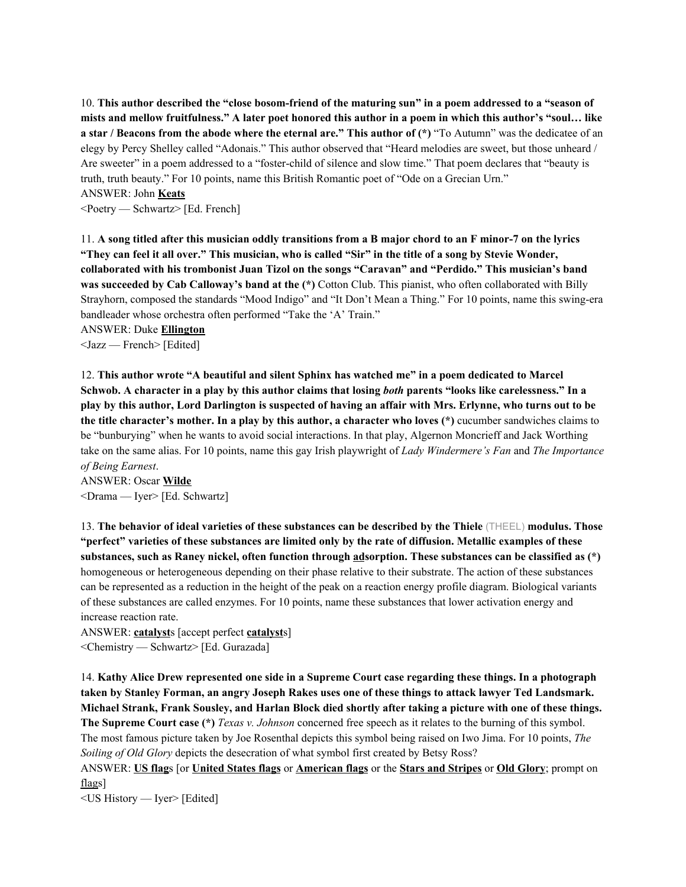10. **This author described the "close bosom-friend of the maturing sun" in a poem addressed to a "season of mists and mellow fruitfulness." A later poet honored this author in a poem in which this author's "soul… like a star / Beacons from the abode where the eternal are." This author of (*)** "To Autumn" was the dedicatee of an elegy by Percy Shelley called "Adonais." This author observed that "Heard melodies are sweet, but those unheard / Are sweeter" in a poem addressed to a "foster-child of silence and slow time." That poem declares that "beauty is truth, truth beauty." For 10 points, name this British Romantic poet of "Ode on a Grecian Urn."

ANSWER: John **Keats**

<Poetry — Schwartz> [Ed. French]

11. **A song titled after this musician oddly transitions from a B major chord to an F minor-7 on the lyrics "They can feel it all over." This musician, who is called "Sir" in the title of a song by Stevie Wonder, collaborated with his trombonist Juan Tizol on the songs "Caravan" and "Perdido." This musician's band was succeeded by Cab Calloway's band at the (*)** Cotton Club. This pianist, who often collaborated with Billy Strayhorn, composed the standards "Mood Indigo" and "It Don't Mean a Thing." For 10 points, name this swing-era bandleader whose orchestra often performed "Take the 'A' Train."

ANSWER: Duke **Ellington**

<Jazz — French> [Edited]

12. **This author wrote "A beautiful and silent Sphinx has watched me" in a poem dedicated to Marcel Schwob. A character in a play by this author claims that losing *both* parents "looks like carelessness." In a play by this author, Lord Darlington is suspected of having an affair with Mrs. Erlynne, who turns out to be the title character's mother. In a play by this author, a character who loves (*)** cucumber sandwiches claims to be "bunburying" when he wants to avoid social interactions. In that play, Algernon Moncrieff and Jack Worthing take on the same alias. For 10 points, name this gay Irish playwright of *Lady Windermere's Fan* and *The Importance of Being Earnest*.

ANSWER: Oscar **Wilde**

<Drama — Iyer> [Ed. Schwartz]

13. **The behavior of ideal varieties of these substances can be described by the Thiele** (THEEL) **modulus. Those "perfect" varieties of these substances are limited only by the rate of diffusion. Metallic examples of these substances, such as Raney nickel, often function through <u>ad</u>sorption. These substances can be classified as (*)** homogeneous or heterogeneous depending on their phase relative to their substrate. The action of these substances can be represented as a reduction in the height of the peak on a reaction energy profile diagram. Biological variants of these substances are called enzymes. For 10 points, name these substances that lower activation energy and increase reaction rate.

ANSWER: **catalyst**s [accept perfect **catalyst**s]

<Chemistry — Schwartz> [Ed. Gurazada]

14. **Kathy Alice Drew represented one side in a Supreme Court case regarding these things. In a photograph taken by Stanley Forman, an angry Joseph Rakes uses one of these things to attack lawyer Ted Landsmark. Michael Strank, Frank Sousley, and Harlan Block died shortly after taking a picture with one of these things. The Supreme Court case (*)** *Texas v. Johnson* concerned free speech as it relates to the burning of this symbol. The most famous picture taken by Joe Rosenthal depicts this symbol being raised on Iwo Jima. For 10 points, *The Soiling of Old Glory* depicts the desecration of what symbol first created by Betsy Ross?

ANSWER: **US flag**s [or **United States flags** or **American flags** or the **Stars and Stripes** or **Old Glory**; prompt on <u>flag</u>s]

<US History — Iyer> [Edited]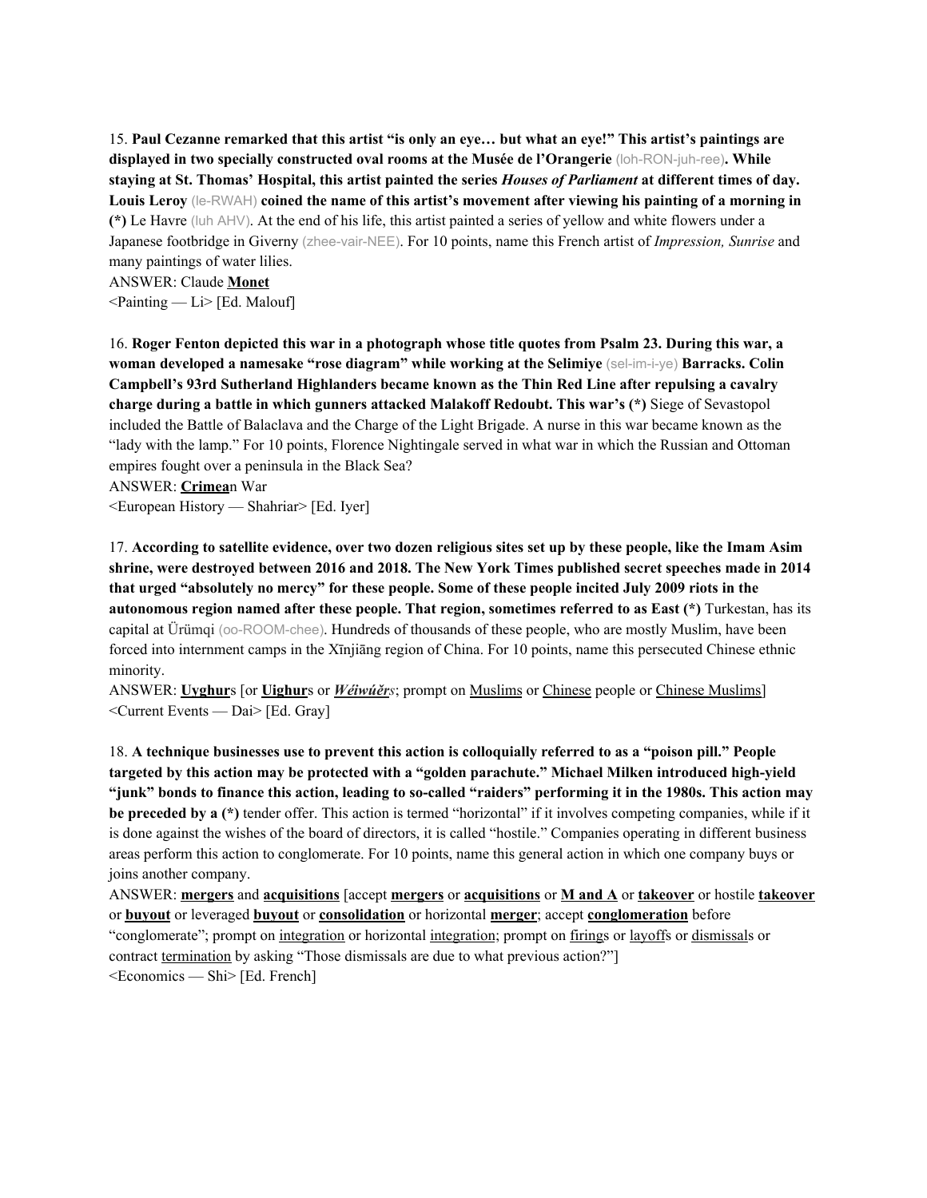15. **Paul Cezanne remarked that this artist "is only an eye… but what an eye!" This artist's paintings are displayed in two specially constructed oval rooms at the Musée de l'Orangerie** (loh-RON-juh-ree)**. While staying at St. Thomas' Hospital, this artist painted the series *Houses of Parliament* at different times of day. Louis Leroy** (le-RWAH) **coined the name of this artist's movement after viewing his painting of a morning in (*)** Le Havre (luh AHV). At the end of his life, this artist painted a series of yellow and white flowers under a Japanese footbridge in Giverny (zhee-vair-NEE). For 10 points, name this French artist of *Impression, Sunrise* and many paintings of water lilies.

ANSWER: Claude **<u>Monet</u>**

<Painting — Li> [Ed. Malouf]

16. **Roger Fenton depicted this war in a photograph whose title quotes from Psalm 23. During this war, a woman developed a namesake "rose diagram" while working at the Selimiye** (sel-im-i-ye) **Barracks. Colin Campbell's 93rd Sutherland Highlanders became known as the Thin Red Line after repulsing a cavalry charge during a battle in which gunners attacked Malakoff Redoubt. This war's (*)** Siege of Sevastopol included the Battle of Balaclava and the Charge of the Light Brigade. A nurse in this war became known as the "lady with the lamp." For 10 points, Florence Nightingale served in what war in which the Russian and Ottoman empires fought over a peninsula in the Black Sea?

ANSWER: **<u>Crimea</u>**n War

<European History — Shahriar> [Ed. Iyer]

17. **According to satellite evidence, over two dozen religious sites set up by these people, like the Imam Asim shrine, were destroyed between 2016 and 2018. The New York Times published secret speeches made in 2014 that urged "absolutely no mercy" for these people. Some of these people incited July 2009 riots in the autonomous region named after these people. That region, sometimes referred to as East (*)** Turkestan, has its capital at Ürümqi (oo-ROOM-chee). Hundreds of thousands of these people, who are mostly Muslim, have been forced into internment camps in the Xīnjiāng region of China. For 10 points, name this persecuted Chinese ethnic minority.

ANSWER: **<u>Uyghur</u>**s [or **<u>Uighur</u>**s or ***<u>Wéiwúěr</u>**s*; prompt on <u>Muslims</u> or <u>Chinese</u> people or <u>Chinese Muslims</u>]

<Current Events — Dai> [Ed. Gray]

18. **A technique businesses use to prevent this action is colloquially referred to as a "poison pill." People targeted by this action may be protected with a "golden parachute." Michael Milken introduced high-yield "junk" bonds to finance this action, leading to so-called "raiders" performing it in the 1980s. This action may be preceded by a (*)** tender offer. This action is termed "horizontal" if it involves competing companies, while if it is done against the wishes of the board of directors, it is called "hostile." Companies operating in different business areas perform this action to conglomerate. For 10 points, name this general action in which one company buys or joins another company.

ANSWER: **<u>mergers</u>** and **<u>acquisitions</u>** [accept **<u>mergers</u>** or **<u>acquisitions</u>** or **<u>M and A</u>** or **<u>takeover</u>** or hostile **<u>takeover</u>** or **<u>buyout</u>** or leveraged **<u>buyout</u>** or **<u>consolidation</u>** or horizontal **<u>merger</u>**; accept **<u>conglomeration</u>** before "conglomerate"; prompt on <u>integration</u> or horizontal <u>integration</u>; prompt on <u>firing</u>s or <u>layoff</u>s or <u>dismissal</u>s or contract <u>termination</u> by asking "Those dismissals are due to what previous action?"]

<Economics — Shi> [Ed. French]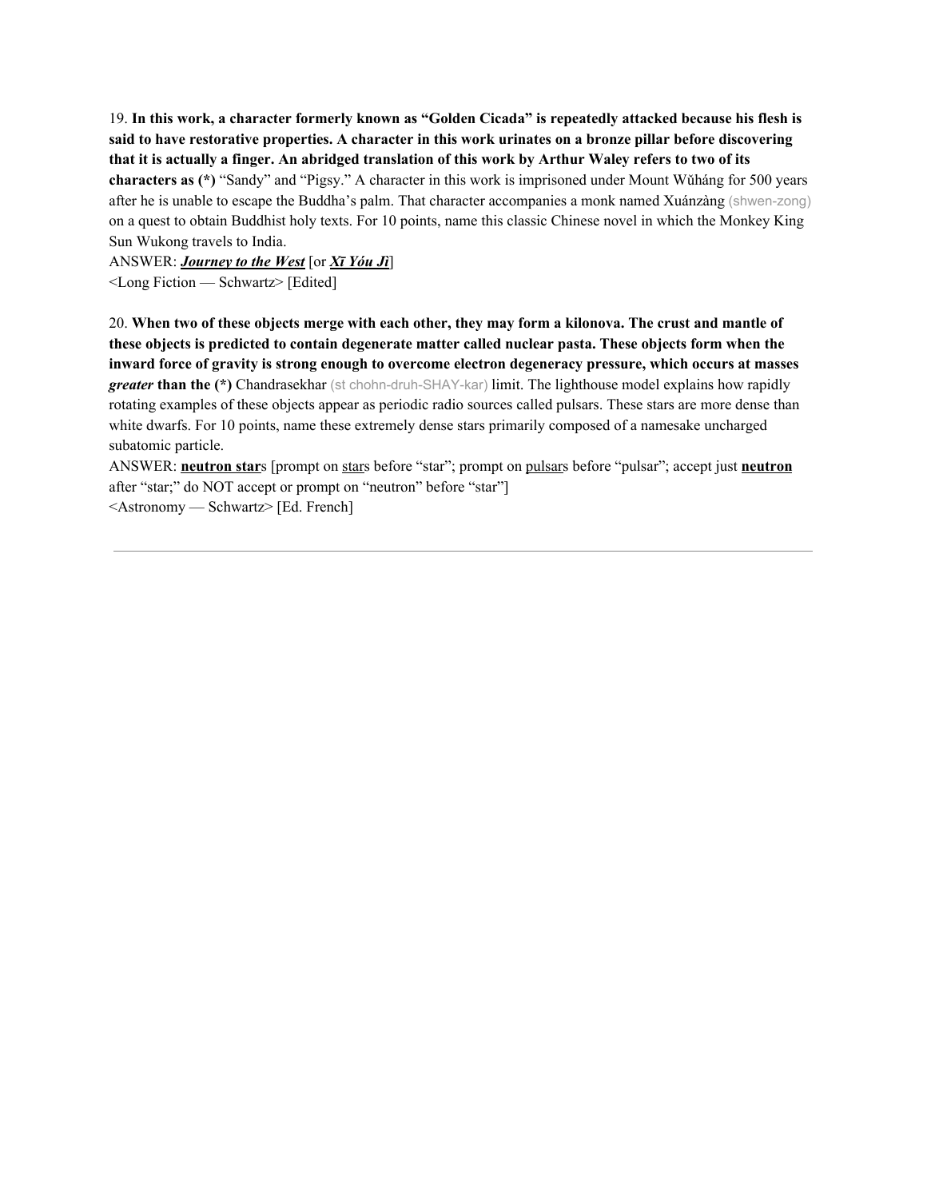19. **In this work, a character formerly known as "Golden Cicada" is repeatedly attacked because his flesh is said to have restorative properties. A character in this work urinates on a bronze pillar before discovering that it is actually a finger. An abridged translation of this work by Arthur Waley refers to two of its characters as (*)** "Sandy" and "Pigsy." A character in this work is imprisoned under Mount Wǔháng for 500 years after he is unable to escape the Buddha's palm. That character accompanies a monk named Xuánzàng (shwen-zong) on a quest to obtain Buddhist holy texts. For 10 points, name this classic Chinese novel in which the Monkey King Sun Wukong travels to India.

ANSWER: ***Journey to the West*** [or ***Xī Yóu Jì***]

<Long Fiction — Schwartz> [Edited]

20. **When two of these objects merge with each other, they may form a kilonova. The crust and mantle of these objects is predicted to contain degenerate matter called nuclear pasta. These objects form when the inward force of gravity is strong enough to overcome electron degeneracy pressure, which occurs at masses *greater* than the (*)** Chandrasekhar (st chohn-druh-SHAY-kar) limit. The lighthouse model explains how rapidly rotating examples of these objects appear as periodic radio sources called pulsars. These stars are more dense than white dwarfs. For 10 points, name these extremely dense stars primarily composed of a namesake uncharged subatomic particle.

ANSWER: **neutron star**s [prompt on stars before "star"; prompt on pulsars before "pulsar"; accept just **neutron** after "star;" do NOT accept or prompt on "neutron" before "star"]

<Astronomy — Schwartz> [Ed. French]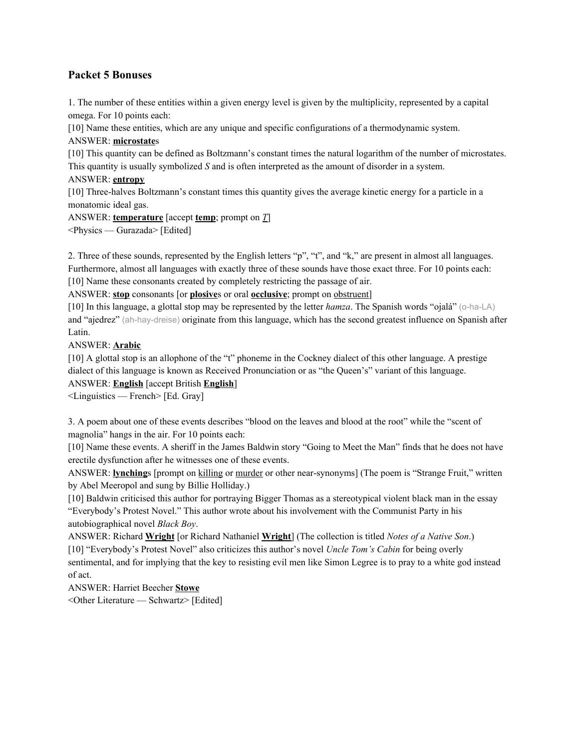## Packet 5 Bonuses

1. The number of these entities within a given energy level is given by the multiplicity, represented by a capital omega. For 10 points each:

[10] Name these entities, which are any unique and specific configurations of a thermodynamic system.

ANSWER: **<u>microstate</u>**s

[10] This quantity can be defined as Boltzmann's constant times the natural logarithm of the number of microstates. This quantity is usually symbolized $S$ and is often interpreted as the amount of disorder in a system.

ANSWER: **<u>entropy</u>**

[10] Three-halves Boltzmann's constant times this quantity gives the average kinetic energy for a particle in a monatomic ideal gas.

ANSWER: **<u>temperature</u>** [accept **<u>temp</u>**; prompt on <u>*T*</u>]

<Physics — Gurazada> [Edited]

2. Three of these sounds, represented by the English letters "p", "t", and "k," are present in almost all languages. Furthermore, almost all languages with exactly three of these sounds have those exact three. For 10 points each:

[10] Name these consonants created by completely restricting the passage of air.

ANSWER: **<u>stop</u>** consonants [or **<u>plosive</u>**s or oral **<u>occlusive</u>**; prompt on <u>obstruent</u>]

[10] In this language, a glottal stop may be represented by the letter *hamza*. The Spanish words "ojalá" (o-ha-LA) and "ajedrez" (ah-hay-dreise) originate from this language, which has the second greatest influence on Spanish after Latin.

ANSWER: **<u>Arabic</u>**

[10] A glottal stop is an allophone of the "t" phoneme in the Cockney dialect of this other language. A prestige dialect of this language is known as Received Pronunciation or as "the Queen's" variant of this language.

ANSWER: **<u>English</u>** [accept British **<u>English</u>**]

<Linguistics — French> [Ed. Gray]

3. A poem about one of these events describes "blood on the leaves and blood at the root" while the "scent of magnolia" hangs in the air. For 10 points each:

[10] Name these events. A sheriff in the James Baldwin story "Going to Meet the Man" finds that he does not have erectile dysfunction after he witnesses one of these events.

ANSWER: **<u>lynching</u>**s [prompt on <u>killing</u> or <u>murder</u> or other near-synonyms] (The poem is "Strange Fruit," written by Abel Meeropol and sung by Billie Holliday.)

[10] Baldwin criticised this author for portraying Bigger Thomas as a stereotypical violent black man in the essay "Everybody's Protest Novel." This author wrote about his involvement with the Communist Party in his autobiographical novel *Black Boy*.

ANSWER: Richard **<u>Wright</u>** [or Richard Nathaniel **<u>Wright</u>**] (The collection is titled *Notes of a Native Son*.)

[10] "Everybody's Protest Novel" also criticizes this author's novel *Uncle Tom's Cabin* for being overly sentimental, and for implying that the key to resisting evil men like Simon Legree is to pray to a white god instead of act.

ANSWER: Harriet Beecher **<u>Stowe</u>**

<Other Literature — Schwartz> [Edited]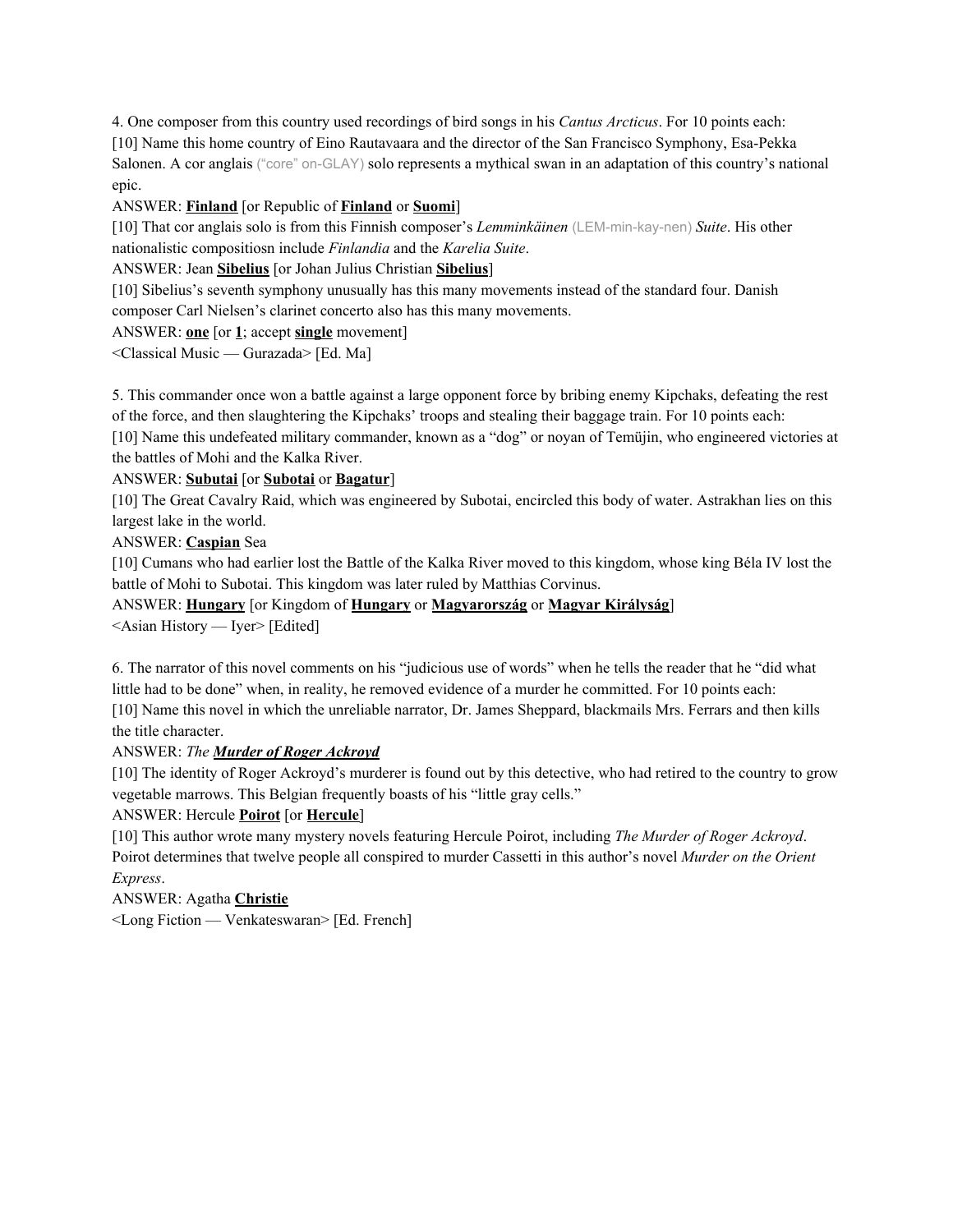4. One composer from this country used recordings of bird songs in his *Cantus Arcticus*. For 10 points each:
[10] Name this home country of Eino Rautavaara and the director of the San Francisco Symphony, Esa-Pekka Salonen. A cor anglais ("core" on-GLAY) solo represents a mythical swan in an adaptation of this country's national epic.
ANSWER: **Finland** [or Republic of **Finland** or **Suomi**]
[10] That cor anglais solo is from this Finnish composer's *Lemminkäinen* (LEM-min-kay-nen) *Suite*. His other nationalistic compositiosn include *Finlandia* and the *Karelia Suite*.
ANSWER: Jean **Sibelius** [or Johan Julius Christian **Sibelius**]
[10] Sibelius's seventh symphony unusually has this many movements instead of the standard four. Danish composer Carl Nielsen's clarinet concerto also has this many movements.
ANSWER: **one** [or **1**; accept **single** movement]
<Classical Music — Gurazada> [Ed. Ma]

5. This commander once won a battle against a large opponent force by bribing enemy Kipchaks, defeating the rest of the force, and then slaughtering the Kipchaks' troops and stealing their baggage train. For 10 points each:
[10] Name this undefeated military commander, known as a "dog" or noyan of Temüjin, who engineered victories at the battles of Mohi and the Kalka River.
ANSWER: **Subutai** [or **Subotai** or **Bagatur**]
[10] The Great Cavalry Raid, which was engineered by Subotai, encircled this body of water. Astrakhan lies on this largest lake in the world.
ANSWER: **Caspian** Sea
[10] Cumans who had earlier lost the Battle of the Kalka River moved to this kingdom, whose king Béla IV lost the battle of Mohi to Subotai. This kingdom was later ruled by Matthias Corvinus.
ANSWER: **Hungary** [or Kingdom of **Hungary** or **Magyarország** or **Magyar Királyság**]
<Asian History — Iyer> [Edited]

6. The narrator of this novel comments on his "judicious use of words" when he tells the reader that he "did what little had to be done" when, in reality, he removed evidence of a murder he committed. For 10 points each:
[10] Name this novel in which the unreliable narrator, Dr. James Sheppard, blackmails Mrs. Ferrars and then kills the title character.
ANSWER: *The* ***Murder of Roger Ackroyd***
[10] The identity of Roger Ackroyd's murderer is found out by this detective, who had retired to the country to grow vegetable marrows. This Belgian frequently boasts of his "little gray cells."
ANSWER: Hercule **Poirot** [or **Hercule**]
[10] This author wrote many mystery novels featuring Hercule Poirot, including *The Murder of Roger Ackroyd*. Poirot determines that twelve people all conspired to murder Cassetti in this author's novel *Murder on the Orient Express*.
ANSWER: Agatha **Christie**
<Long Fiction — Venkateswaran> [Ed. French]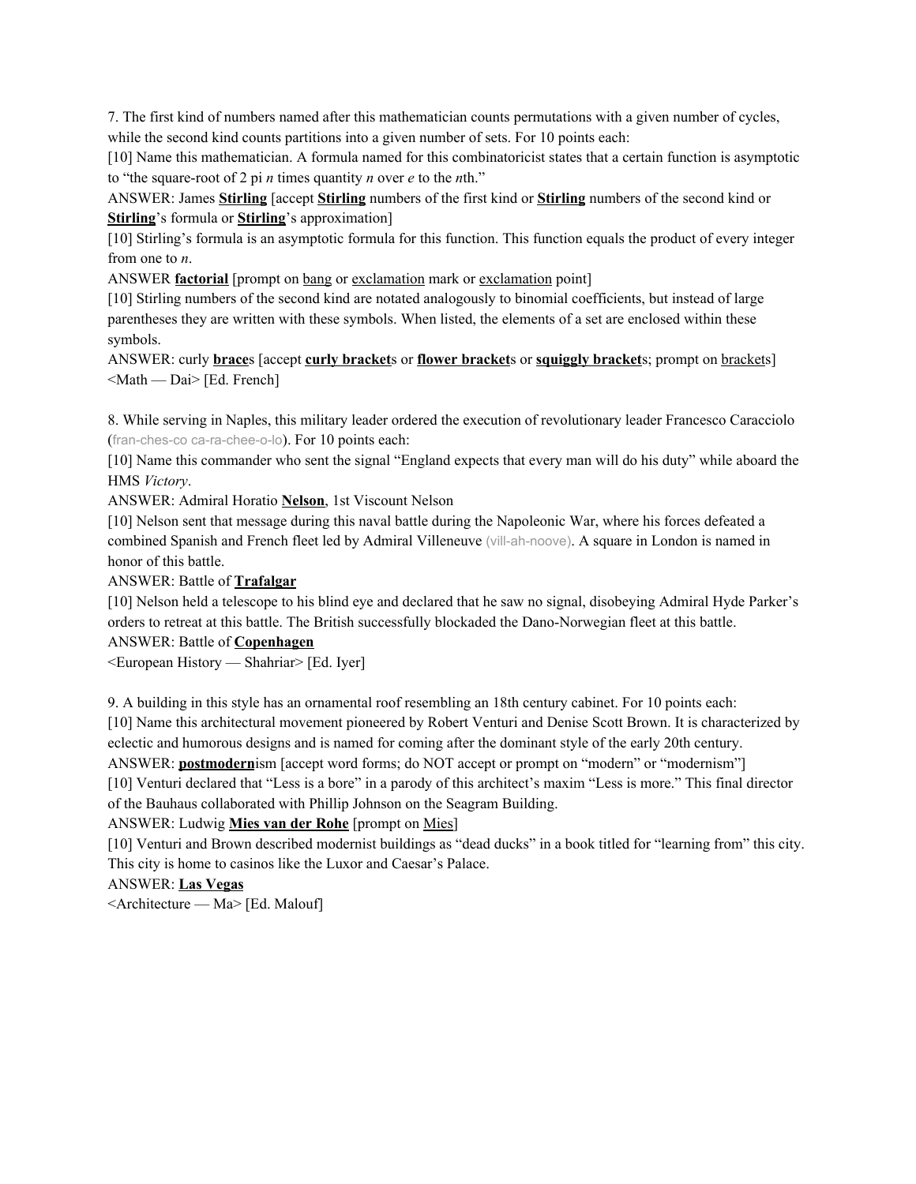7. The first kind of numbers named after this mathematician counts permutations with a given number of cycles, while the second kind counts partitions into a given number of sets. For 10 points each:

[10] Name this mathematician. A formula named for this combinatoricist states that a certain function is asymptotic to "the square-root of 2 pi *n* times quantity *n* over *e* to the *n*th."

ANSWER: James **<u>Stirling</u>** [accept **<u>Stirling</u>** numbers of the first kind or **<u>Stirling</u>** numbers of the second kind or **<u>Stirling</u>**'s formula or **<u>Stirling</u>**'s approximation]

[10] Stirling's formula is an asymptotic formula for this function. This function equals the product of every integer from one to *n*.

ANSWER **<u>factorial</u>** [prompt on <u>bang</u> or <u>exclamation</u> mark or <u>exclamation</u> point]

[10] Stirling numbers of the second kind are notated analogously to binomial coefficients, but instead of large parentheses they are written with these symbols. When listed, the elements of a set are enclosed within these symbols.

ANSWER: curly **<u>brace</u>**s [accept **<u>curly bracket</u>**s or **<u>flower bracket</u>**s or **<u>squiggly bracket</u>**s; prompt on <u>bracket</u>s]

<Math — Dai> [Ed. French]

8. While serving in Naples, this military leader ordered the execution of revolutionary leader Francesco Caracciolo (fran-ches-co ca-ra-chee-o-lo). For 10 points each:

[10] Name this commander who sent the signal "England expects that every man will do his duty" while aboard the HMS *Victory*.

ANSWER: Admiral Horatio **<u>Nelson</u>**, 1st Viscount Nelson

[10] Nelson sent that message during this naval battle during the Napoleonic War, where his forces defeated a combined Spanish and French fleet led by Admiral Villeneuve (vill-ah-noove). A square in London is named in honor of this battle.

ANSWER: Battle of **<u>Trafalgar</u>**

[10] Nelson held a telescope to his blind eye and declared that he saw no signal, disobeying Admiral Hyde Parker's orders to retreat at this battle. The British successfully blockaded the Dano-Norwegian fleet at this battle.

ANSWER: Battle of **<u>Copenhagen</u>**

<European History — Shahriar> [Ed. Iyer]

9. A building in this style has an ornamental roof resembling an 18th century cabinet. For 10 points each:

[10] Name this architectural movement pioneered by Robert Venturi and Denise Scott Brown. It is characterized by eclectic and humorous designs and is named for coming after the dominant style of the early 20th century.

ANSWER: **<u>postmodern</u>**ism [accept word forms; do NOT accept or prompt on "modern" or "modernism"]

[10] Venturi declared that "Less is a bore" in a parody of this architect's maxim "Less is more." This final director of the Bauhaus collaborated with Phillip Johnson on the Seagram Building.

ANSWER: Ludwig **<u>Mies van der Rohe</u>** [prompt on <u>Mies</u>]

[10] Venturi and Brown described modernist buildings as "dead ducks" in a book titled for "learning from" this city. This city is home to casinos like the Luxor and Caesar's Palace.

ANSWER: **<u>Las Vegas</u>**

<Architecture — Ma> [Ed. Malouf]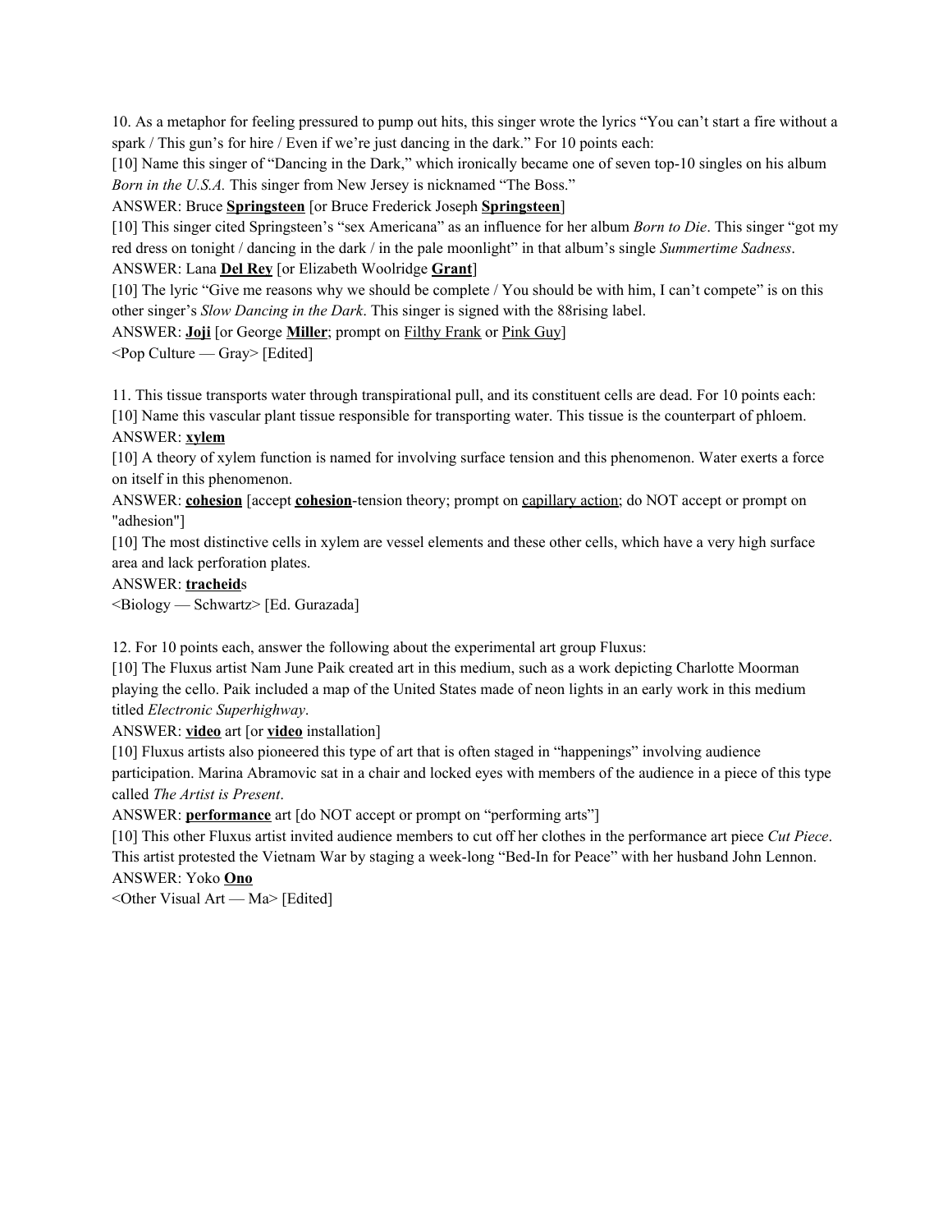10. As a metaphor for feeling pressured to pump out hits, this singer wrote the lyrics "You can't start a fire without a spark / This gun's for hire / Even if we're just dancing in the dark." For 10 points each:

[10] Name this singer of "Dancing in the Dark," which ironically became one of seven top-10 singles on his album *Born in the U.S.A.* This singer from New Jersey is nicknamed "The Boss."

ANSWER: Bruce **<u>Springsteen</u>** [or Bruce Frederick Joseph **<u>Springsteen</u>**]

[10] This singer cited Springsteen's "sex Americana" as an influence for her album *Born to Die*. This singer "got my red dress on tonight / dancing in the dark / in the pale moonlight" in that album's single *Summertime Sadness*.

ANSWER: Lana **<u>Del Rey</u>** [or Elizabeth Woolridge **<u>Grant</u>**]

[10] The lyric "Give me reasons why we should be complete / You should be with him, I can't compete" is on this other singer's *Slow Dancing in the Dark*. This singer is signed with the 88rising label.

ANSWER: **<u>Joji</u>** [or George **<u>Miller</u>**; prompt on <u>Filthy Frank</u> or <u>Pink Guy</u>]

<Pop Culture — Gray> [Edited]

11. This tissue transports water through transpirational pull, and its constituent cells are dead. For 10 points each:

[10] Name this vascular plant tissue responsible for transporting water. This tissue is the counterpart of phloem.

ANSWER: **<u>xylem</u>**

[10] A theory of xylem function is named for involving surface tension and this phenomenon. Water exerts a force on itself in this phenomenon.

ANSWER: **<u>cohesion</u>** [accept **<u>cohesion</u>**-tension theory; prompt on <u>capillary action</u>; do NOT accept or prompt on "adhesion"]

[10] The most distinctive cells in xylem are vessel elements and these other cells, which have a very high surface area and lack perforation plates.

ANSWER: **<u>tracheid</u>**s

<Biology — Schwartz> [Ed. Gurazada]

12. For 10 points each, answer the following about the experimental art group Fluxus:

[10] The Fluxus artist Nam June Paik created art in this medium, such as a work depicting Charlotte Moorman playing the cello. Paik included a map of the United States made of neon lights in an early work in this medium titled *Electronic Superhighway*.

ANSWER: **<u>video</u>** art [or **<u>video</u>** installation]

[10] Fluxus artists also pioneered this type of art that is often staged in "happenings" involving audience participation. Marina Abramovic sat in a chair and locked eyes with members of the audience in a piece of this type called *The Artist is Present*.

ANSWER: **<u>performance</u>** art [do NOT accept or prompt on "performing arts"]

[10] This other Fluxus artist invited audience members to cut off her clothes in the performance art piece *Cut Piece*. This artist protested the Vietnam War by staging a week-long "Bed-In for Peace" with her husband John Lennon.

ANSWER: Yoko **<u>Ono</u>**

<Other Visual Art — Ma> [Edited]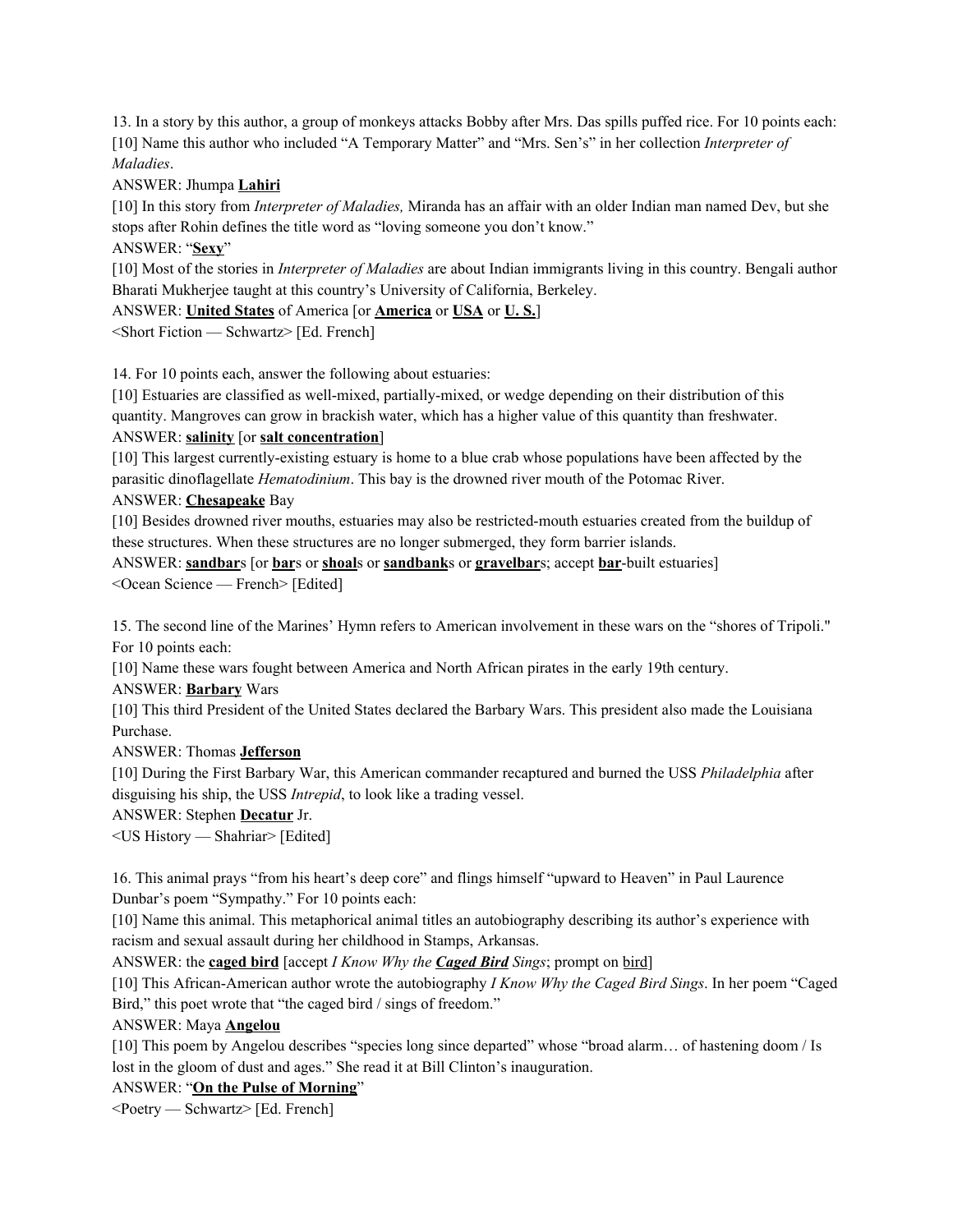13. In a story by this author, a group of monkeys attacks Bobby after Mrs. Das spills puffed rice. For 10 points each:

[10] Name this author who included "A Temporary Matter" and "Mrs. Sen's" in her collection *Interpreter of Maladies*.

ANSWER: Jhumpa **<u>Lahiri</u>**

[10] In this story from *Interpreter of Maladies,* Miranda has an affair with an older Indian man named Dev, but she stops after Rohin defines the title word as "loving someone you don't know."

ANSWER: "**<u>Sexy</u>**"

[10] Most of the stories in *Interpreter of Maladies* are about Indian immigrants living in this country. Bengali author Bharati Mukherjee taught at this country's University of California, Berkeley.

ANSWER: **<u>United States</u>** of America [or **<u>America</u>** or **<u>USA</u>** or **<u>U. S.</u>**]

<Short Fiction — Schwartz> [Ed. French]

14. For 10 points each, answer the following about estuaries:

[10] Estuaries are classified as well-mixed, partially-mixed, or wedge depending on their distribution of this quantity. Mangroves can grow in brackish water, which has a higher value of this quantity than freshwater.

ANSWER: **<u>salinity</u>** [or **<u>salt concentration</u>**]

[10] This largest currently-existing estuary is home to a blue crab whose populations have been affected by the parasitic dinoflagellate *Hematodinium*. This bay is the drowned river mouth of the Potomac River.

ANSWER: **<u>Chesapeake</u>** Bay

[10] Besides drowned river mouths, estuaries may also be restricted-mouth estuaries created from the buildup of these structures. When these structures are no longer submerged, they form barrier islands.

ANSWER: **<u>sandbar</u>**s [or **<u>bar</u>**s or **<u>shoal</u>**s or **<u>sandbank</u>**s or **<u>gravelbar</u>**s; accept **<u>bar</u>**-built estuaries]

<Ocean Science — French> [Edited]

15. The second line of the Marines' Hymn refers to American involvement in these wars on the "shores of Tripoli." For 10 points each:

[10] Name these wars fought between America and North African pirates in the early 19th century.

ANSWER: **<u>Barbary</u>** Wars

[10] This third President of the United States declared the Barbary Wars. This president also made the Louisiana Purchase.

ANSWER: Thomas **<u>Jefferson</u>**

[10] During the First Barbary War, this American commander recaptured and burned the USS *Philadelphia* after disguising his ship, the USS *Intrepid*, to look like a trading vessel.

ANSWER: Stephen **<u>Decatur</u>** Jr.

<US History — Shahriar> [Edited]

16. This animal prays "from his heart's deep core" and flings himself "upward to Heaven" in Paul Laurence Dunbar's poem "Sympathy." For 10 points each:

[10] Name this animal. This metaphorical animal titles an autobiography describing its author's experience with racism and sexual assault during her childhood in Stamps, Arkansas.

ANSWER: the **<u>caged bird</u>** [accept *I Know Why the* ***<u>Caged Bird</u>*** *Sings*; prompt on <u>bird</u>]

[10] This African-American author wrote the autobiography *I Know Why the Caged Bird Sings*. In her poem "Caged Bird," this poet wrote that "the caged bird / sings of freedom."

ANSWER: Maya **<u>Angelou</u>**

[10] This poem by Angelou describes "species long since departed" whose "broad alarm… of hastening doom / Is lost in the gloom of dust and ages." She read it at Bill Clinton's inauguration.

ANSWER: "**<u>On the Pulse of Morning</u>**"

<Poetry — Schwartz> [Ed. French]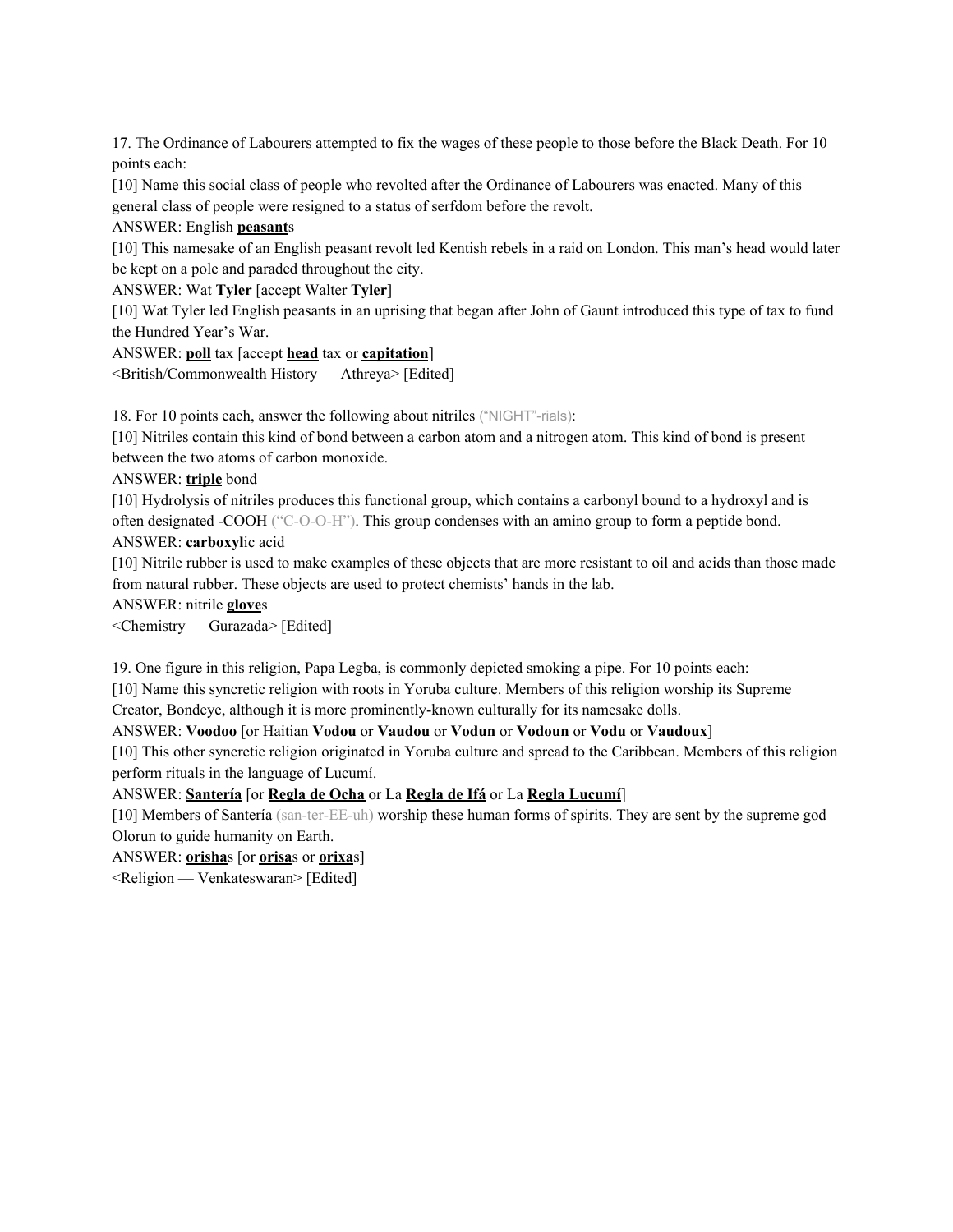17. The Ordinance of Labourers attempted to fix the wages of these people to those before the Black Death. For 10 points each:

[10] Name this social class of people who revolted after the Ordinance of Labourers was enacted. Many of this general class of people were resigned to a status of serfdom before the revolt.

ANSWER: English **peasant**s

[10] This namesake of an English peasant revolt led Kentish rebels in a raid on London. This man's head would later be kept on a pole and paraded throughout the city.

ANSWER: Wat **Tyler** [accept Walter **Tyler**]

[10] Wat Tyler led English peasants in an uprising that began after John of Gaunt introduced this type of tax to fund the Hundred Year's War.

ANSWER: **poll** tax [accept **head** tax or **capitation**]

<British/Commonwealth History — Athreya> [Edited]

18. For 10 points each, answer the following about nitriles ("NIGHT"-rials):

[10] Nitriles contain this kind of bond between a carbon atom and a nitrogen atom. This kind of bond is present between the two atoms of carbon monoxide.

ANSWER: **triple** bond

[10] Hydrolysis of nitriles produces this functional group, which contains a carbonyl bound to a hydroxyl and is often designated -COOH ("C-O-O-H"). This group condenses with an amino group to form a peptide bond.

ANSWER: **carboxyl**ic acid

[10] Nitrile rubber is used to make examples of these objects that are more resistant to oil and acids than those made from natural rubber. These objects are used to protect chemists' hands in the lab.

ANSWER: nitrile **glove**s

<Chemistry — Gurazada> [Edited]

19. One figure in this religion, Papa Legba, is commonly depicted smoking a pipe. For 10 points each:

[10] Name this syncretic religion with roots in Yoruba culture. Members of this religion worship its Supreme Creator, Bondeye, although it is more prominently-known culturally for its namesake dolls.

ANSWER: **Voodoo** [or Haitian **Vodou** or **Vaudou** or **Vodun** or **Vodoun** or **Vodu** or **Vaudoux**]

[10] This other syncretic religion originated in Yoruba culture and spread to the Caribbean. Members of this religion perform rituals in the language of Lucumí.

ANSWER: **Santería** [or **Regla de Ocha** or La **Regla de Ifá** or La **Regla Lucumí**]

[10] Members of Santería (san-ter-EE-uh) worship these human forms of spirits. They are sent by the supreme god Olorun to guide humanity on Earth.

ANSWER: **orisha**s [or **orisa**s or **orixa**s]

<Religion — Venkateswaran> [Edited]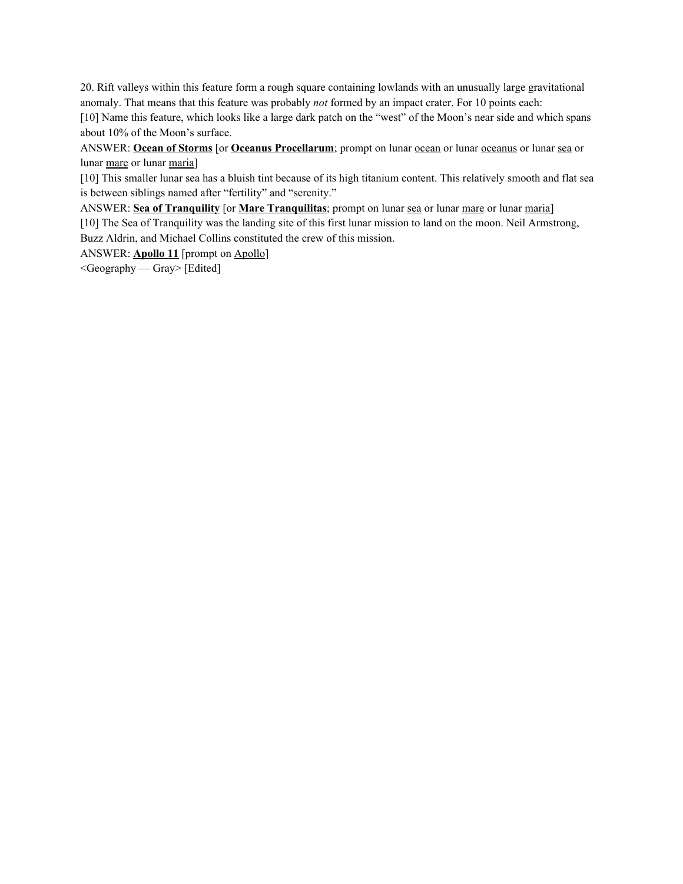20. Rift valleys within this feature form a rough square containing lowlands with an unusually large gravitational anomaly. That means that this feature was probably *not* formed by an impact crater. For 10 points each:

[10] Name this feature, which looks like a large dark patch on the "west" of the Moon's near side and which spans about 10% of the Moon's surface.

ANSWER: **Ocean of Storms** [or **Oceanus Procellarum**; prompt on lunar ocean or lunar oceanus or lunar sea or lunar mare or lunar maria]

[10] This smaller lunar sea has a bluish tint because of its high titanium content. This relatively smooth and flat sea is between siblings named after "fertility" and "serenity."

ANSWER: **Sea of Tranquility** [or **Mare Tranquilitas**; prompt on lunar sea or lunar mare or lunar maria]

[10] The Sea of Tranquility was the landing site of this first lunar mission to land on the moon. Neil Armstrong, Buzz Aldrin, and Michael Collins constituted the crew of this mission.

ANSWER: **Apollo 11** [prompt on Apollo]

<Geography — Gray> [Edited]